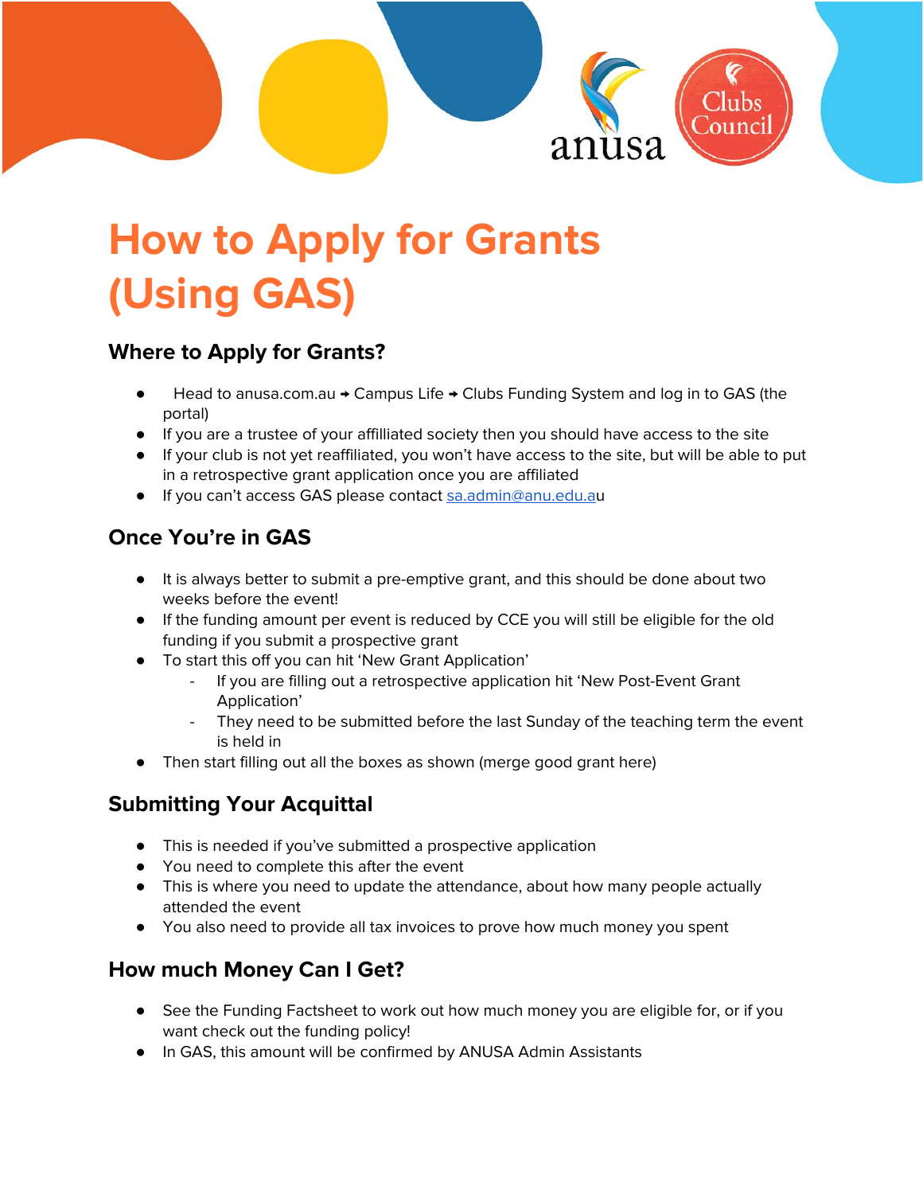# How to Apply for Grants (Using GAS)

## Where to Apply for Grants?

- Head to anusa.com.au → Campus Life → Clubs Funding System and log in to GAS (the portal)
- If you are a trustee of your affilliated society then you should have access to the site
- If your club is not yet reaffiliated, you won't have access to the site, but will be able to put in a retrospective grant application once you are affiliated
- If you can't access GAS please contact sa.admin@anu.edu.au

## Once You're in GAS

- It is always better to submit a pre-emptive grant, and this should be done about two weeks before the event!
- If the funding amount per event is reduced by CCE you will still be eligible for the old funding if you submit a prospective grant
- To start this off you can hit 'New Grant Application'
  - If you are filling out a retrospective application hit 'New Post-Event Grant Application'
  - They need to be submitted before the last Sunday of the teaching term the event is held in
- Then start filling out all the boxes as shown (merge good grant here)

## Submitting Your Acquittal

- This is needed if you've submitted a prospective application
- You need to complete this after the event
- This is where you need to update the attendance, about how many people actually attended the event
- You also need to provide all tax invoices to prove how much money you spent

## How much Money Can I Get?

- See the Funding Factsheet to work out how much money you are eligible for, or if you want check out the funding policy!
- In GAS, this amount will be confirmed by ANUSA Admin Assistants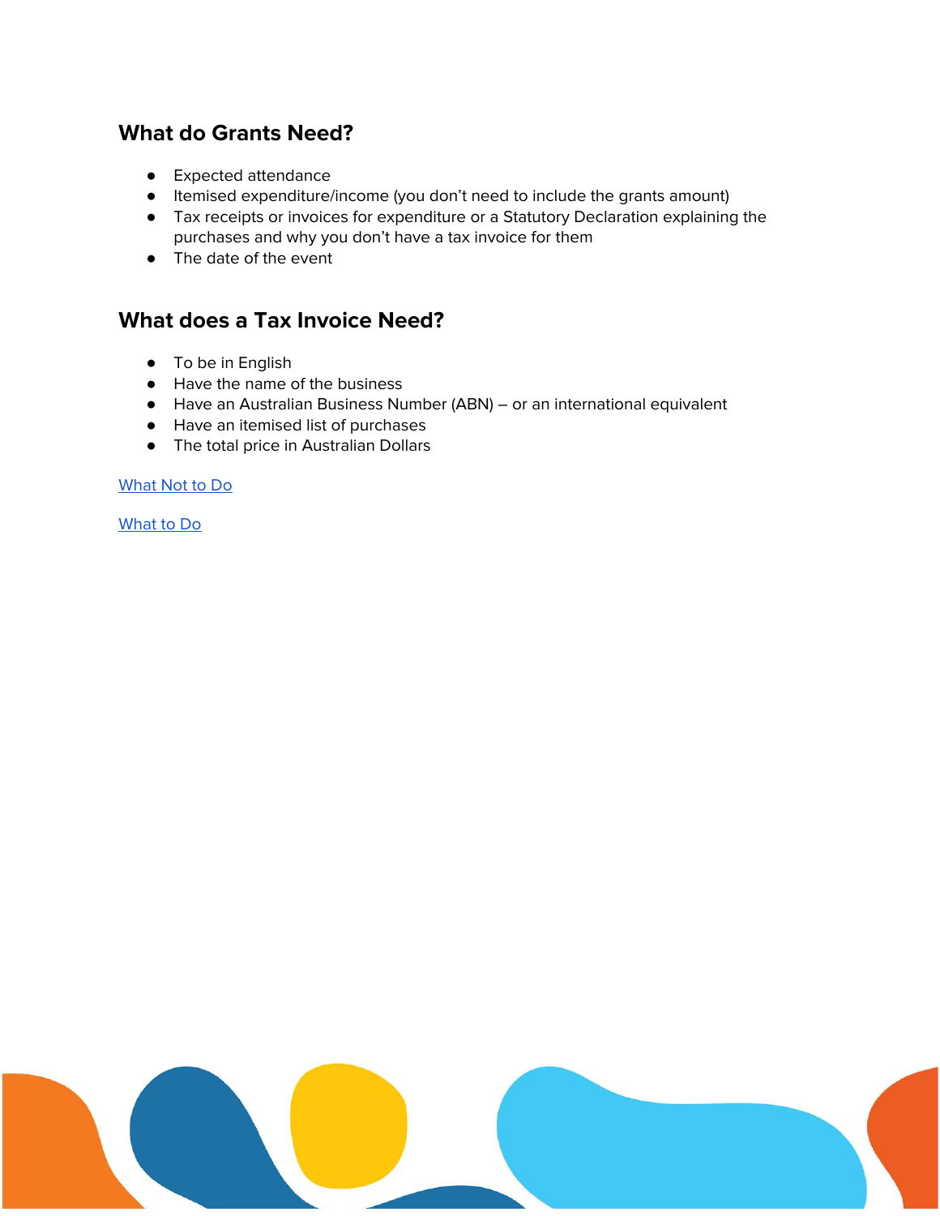## What do Grants Need?

- Expected attendance
- Itemised expenditure/income (you don't need to include the grants amount)
- Tax receipts or invoices for expenditure or a Statutory Declaration explaining the purchases and why you don't have a tax invoice for them
- The date of the event

## What does a Tax Invoice Need?

- To be in English
- Have the name of the business
- Have an Australian Business Number (ABN) – or an international equivalent
- Have an itemised list of purchases
- The total price in Australian Dollars

What Not to Do

What to Do